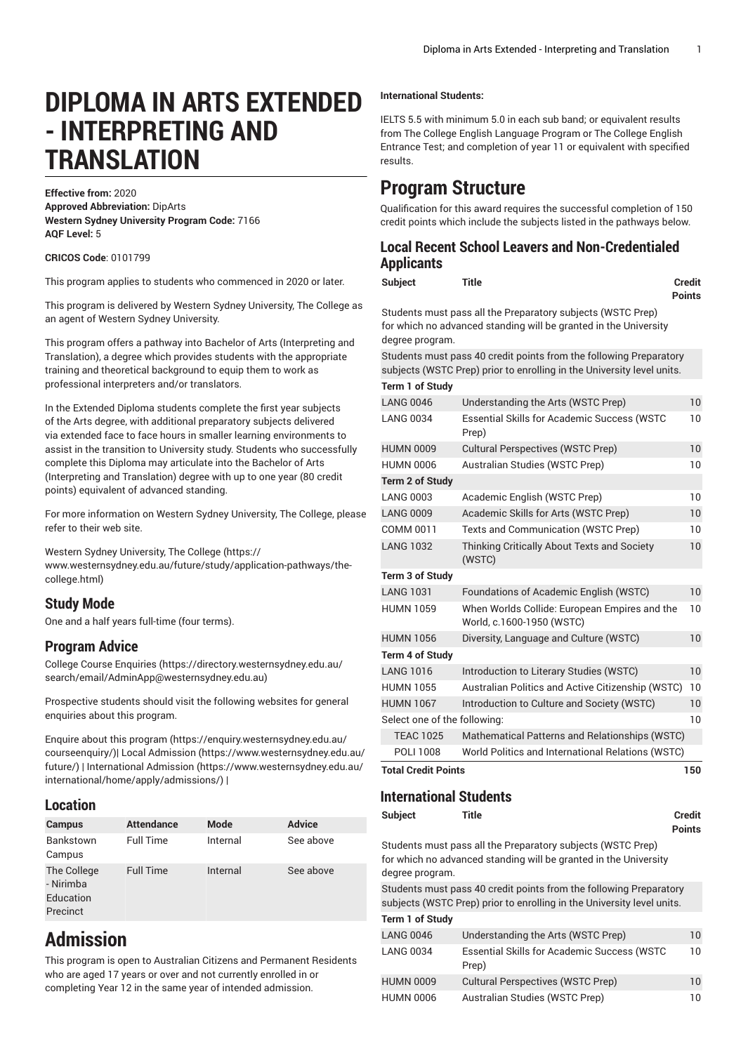# DIPLOMA IN ARTS EXTENDED - INTERPRETING AND TRANSLATION

**Effective from:** 2020
**Approved Abbreviation:** DipArts
**Western Sydney University Program Code:** 7166
**AQF Level:** 5

**CRICOS Code**: 0101799

This program applies to students who commenced in 2020 or later.

This program is delivered by Western Sydney University, The College as an agent of Western Sydney University.

This program offers a pathway into Bachelor of Arts (Interpreting and Translation), a degree which provides students with the appropriate training and theoretical background to equip them to work as professional interpreters and/or translators.

In the Extended Diploma students complete the first year subjects of the Arts degree, with additional preparatory subjects delivered via extended face to face hours in smaller learning environments to assist in the transition to University study. Students who successfully complete this Diploma may articulate into the Bachelor of Arts (Interpreting and Translation) degree with up to one year (80 credit points) equivalent of advanced standing.

For more information on Western Sydney University, The College, please refer to their web site.

Western Sydney University, The College (https://www.westernsydney.edu.au/future/study/application-pathways/the-college.html)

## Study Mode

One and a half years full-time (four terms).

## Program Advice

College Course Enquiries (https://directory.westernsydney.edu.au/search/email/AdminApp@westernsydney.edu.au)

Prospective students should visit the following websites for general enquiries about this program.

Enquire about this program (https://enquiry.westernsydney.edu.au/courseenquiry/)| Local Admission (https://www.westernsydney.edu.au/future/) | International Admission (https://www.westernsydney.edu.au/international/home/apply/admissions/) |

## Location

| Campus | Attendance | Mode | Advice |
|---|---|---|---|
| Bankstown Campus | Full Time | Internal | See above |
| The College - Nirimba Education Precinct | Full Time | Internal | See above |

# Admission

This program is open to Australian Citizens and Permanent Residents who are aged 17 years or over and not currently enrolled in or completing Year 12 in the same year of intended admission.

**International Students:**

IELTS 5.5 with minimum 5.0 in each sub band; or equivalent results from The College English Language Program or The College English Entrance Test; and completion of year 11 or equivalent with specified results.

# Program Structure

Qualification for this award requires the successful completion of 150 credit points which include the subjects listed in the pathways below.

## Local Recent School Leavers and Non-Credentialed Applicants

| Subject | Title | Credit Points |
|---|---|---|
| Students must pass all the Preparatory subjects (WSTC Prep) for which no advanced standing will be granted in the University degree program. | | |
| Students must pass 40 credit points from the following Preparatory subjects (WSTC Prep) prior to enrolling in the University level units. | | |
| **Term 1 of Study** | | |
| LANG 0046 | Understanding the Arts (WSTC Prep) | 10 |
| LANG 0034 | Essential Skills for Academic Success (WSTC Prep) | 10 |
| HUMN 0009 | Cultural Perspectives (WSTC Prep) | 10 |
| HUMN 0006 | Australian Studies (WSTC Prep) | 10 |
| **Term 2 of Study** | | |
| LANG 0003 | Academic English (WSTC Prep) | 10 |
| LANG 0009 | Academic Skills for Arts (WSTC Prep) | 10 |
| COMM 0011 | Texts and Communication (WSTC Prep) | 10 |
| LANG 1032 | Thinking Critically About Texts and Society (WSTC) | 10 |
| **Term 3 of Study** | | |
| LANG 1031 | Foundations of Academic English (WSTC) | 10 |
| HUMN 1059 | When Worlds Collide: European Empires and the World, c.1600-1950 (WSTC) | 10 |
| HUMN 1056 | Diversity, Language and Culture (WSTC) | 10 |
| **Term 4 of Study** | | |
| LANG 1016 | Introduction to Literary Studies (WSTC) | 10 |
| HUMN 1055 | Australian Politics and Active Citizenship (WSTC) | 10 |
| HUMN 1067 | Introduction to Culture and Society (WSTC) | 10 |
| Select one of the following: | | 10 |
| TEAC 1025 | Mathematical Patterns and Relationships (WSTC) | |
| POLI 1008 | World Politics and International Relations (WSTC) | |
| **Total Credit Points** | | **150** |

## International Students

| Subject | Title | Credit Points |
|---|---|---|
| Students must pass all the Preparatory subjects (WSTC Prep) for which no advanced standing will be granted in the University degree program. | | |
| Students must pass 40 credit points from the following Preparatory subjects (WSTC Prep) prior to enrolling in the University level units. | | |
| **Term 1 of Study** | | |
| LANG 0046 | Understanding the Arts (WSTC Prep) | 10 |
| LANG 0034 | Essential Skills for Academic Success (WSTC Prep) | 10 |
| HUMN 0009 | Cultural Perspectives (WSTC Prep) | 10 |
| HUMN 0006 | Australian Studies (WSTC Prep) | 10 |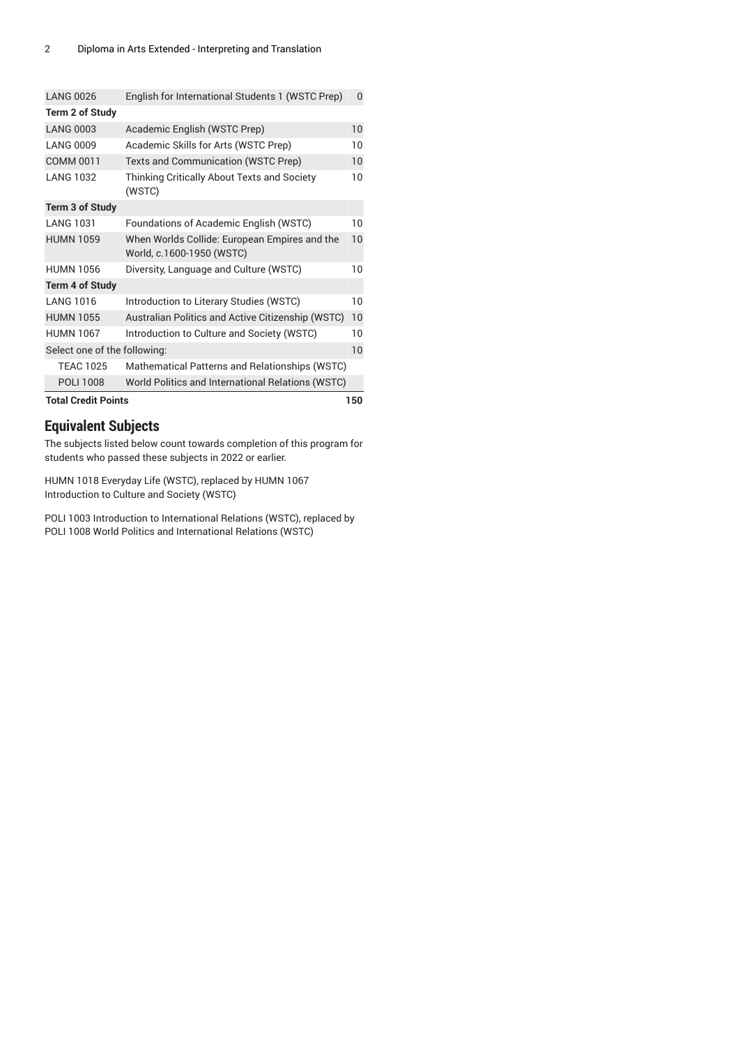| | | |
|---|---|---|
| LANG 0026 | English for International Students 1 (WSTC Prep) | 0 |
| **Term 2 of Study** | | |
| LANG 0003 | Academic English (WSTC Prep) | 10 |
| LANG 0009 | Academic Skills for Arts (WSTC Prep) | 10 |
| COMM 0011 | Texts and Communication (WSTC Prep) | 10 |
| LANG 1032 | Thinking Critically About Texts and Society (WSTC) | 10 |
| **Term 3 of Study** | | |
| LANG 1031 | Foundations of Academic English (WSTC) | 10 |
| HUMN 1059 | When Worlds Collide: European Empires and the World, c.1600-1950 (WSTC) | 10 |
| HUMN 1056 | Diversity, Language and Culture (WSTC) | 10 |
| **Term 4 of Study** | | |
| LANG 1016 | Introduction to Literary Studies (WSTC) | 10 |
| HUMN 1055 | Australian Politics and Active Citizenship (WSTC) | 10 |
| HUMN 1067 | Introduction to Culture and Society (WSTC) | 10 |
| Select one of the following: | | 10 |
| TEAC 1025 | Mathematical Patterns and Relationships (WSTC) | |
| POLI 1008 | World Politics and International Relations (WSTC) | |
| **Total Credit Points** | | **150** |

## Equivalent Subjects

The subjects listed below count towards completion of this program for students who passed these subjects in 2022 or earlier.

HUMN 1018 Everyday Life (WSTC), replaced by HUMN 1067 Introduction to Culture and Society (WSTC)

POLI 1003 Introduction to International Relations (WSTC), replaced by POLI 1008 World Politics and International Relations (WSTC)